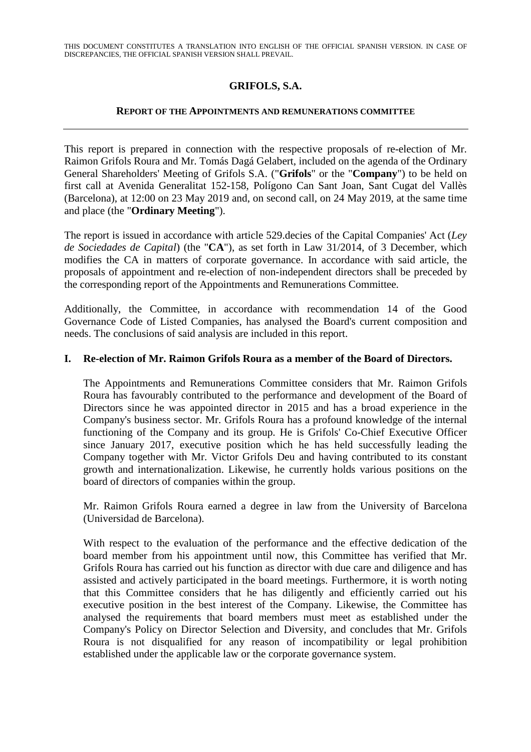THIS DOCUMENT CONSTITUTES A TRANSLATION INTO ENGLISH OF THE OFFICIAL SPANISH VERSION. IN CASE OF DISCREPANCIES, THE OFFICIAL SPANISH VERSION SHALL PREVAIL.

# GRIFOLS, S.A.

## REPORT OF THE APPOINTMENTS AND REMUNERATIONS COMMITTEE

---

This report is prepared in connection with the respective proposals of re-election of Mr. Raimon Grifols Roura and Mr. Tomás Dagá Gelabert, included on the agenda of the Ordinary General Shareholders' Meeting of Grifols S.A. ("**Grifols**" or the "**Company**") to be held on first call at Avenida Generalitat 152-158, Polígono Can Sant Joan, Sant Cugat del Vallès (Barcelona), at 12:00 on 23 May 2019 and, on second call, on 24 May 2019, at the same time and place (the "**Ordinary Meeting**").

The report is issued in accordance with article 529.decies of the Capital Companies' Act (*Ley de Sociedades de Capital*) (the "**CA**"), as set forth in Law 31/2014, of 3 December, which modifies the CA in matters of corporate governance. In accordance with said article, the proposals of appointment and re-election of non-independent directors shall be preceded by the corresponding report of the Appointments and Remunerations Committee.

Additionally, the Committee, in accordance with recommendation 14 of the Good Governance Code of Listed Companies, has analysed the Board's current composition and needs. The conclusions of said analysis are included in this report.

### I. Re-election of Mr. Raimon Grifols Roura as a member of the Board of Directors.

The Appointments and Remunerations Committee considers that Mr. Raimon Grifols Roura has favourably contributed to the performance and development of the Board of Directors since he was appointed director in 2015 and has a broad experience in the Company's business sector. Mr. Grifols Roura has a profound knowledge of the internal functioning of the Company and its group. He is Grifols' Co-Chief Executive Officer since January 2017, executive position which he has held successfully leading the Company together with Mr. Victor Grifols Deu and having contributed to its constant growth and internationalization. Likewise, he currently holds various positions on the board of directors of companies within the group.

Mr. Raimon Grifols Roura earned a degree in law from the University of Barcelona (Universidad de Barcelona).

With respect to the evaluation of the performance and the effective dedication of the board member from his appointment until now, this Committee has verified that Mr. Grifols Roura has carried out his function as director with due care and diligence and has assisted and actively participated in the board meetings. Furthermore, it is worth noting that this Committee considers that he has diligently and efficiently carried out his executive position in the best interest of the Company. Likewise, the Committee has analysed the requirements that board members must meet as established under the Company's Policy on Director Selection and Diversity, and concludes that Mr. Grifols Roura is not disqualified for any reason of incompatibility or legal prohibition established under the applicable law or the corporate governance system.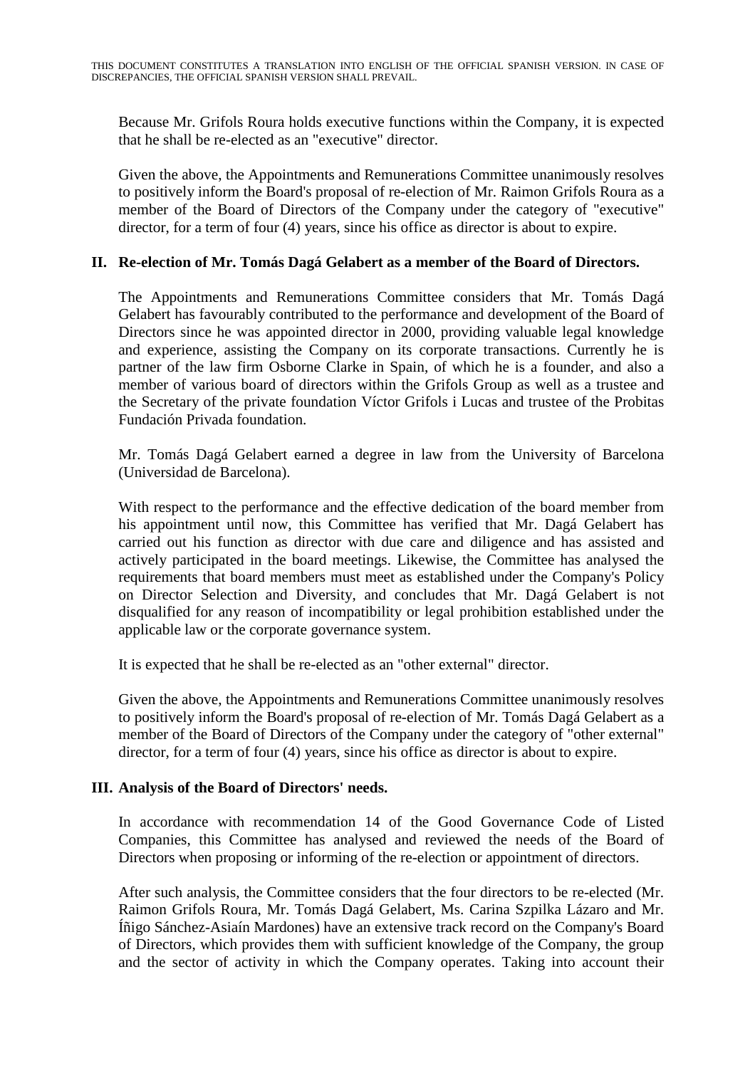Because Mr. Grifols Roura holds executive functions within the Company, it is expected that he shall be re-elected as an "executive" director.

Given the above, the Appointments and Remunerations Committee unanimously resolves to positively inform the Board's proposal of re-election of Mr. Raimon Grifols Roura as a member of the Board of Directors of the Company under the category of "executive" director, for a term of four (4) years, since his office as director is about to expire.

## II. Re-election of Mr. Tomás Dagá Gelabert as a member of the Board of Directors.

The Appointments and Remunerations Committee considers that Mr. Tomás Dagá Gelabert has favourably contributed to the performance and development of the Board of Directors since he was appointed director in 2000, providing valuable legal knowledge and experience, assisting the Company on its corporate transactions. Currently he is partner of the law firm Osborne Clarke in Spain, of which he is a founder, and also a member of various board of directors within the Grifols Group as well as a trustee and the Secretary of the private foundation Víctor Grifols i Lucas and trustee of the Probitas Fundación Privada foundation.

Mr. Tomás Dagá Gelabert earned a degree in law from the University of Barcelona (Universidad de Barcelona).

With respect to the performance and the effective dedication of the board member from his appointment until now, this Committee has verified that Mr. Dagá Gelabert has carried out his function as director with due care and diligence and has assisted and actively participated in the board meetings. Likewise, the Committee has analysed the requirements that board members must meet as established under the Company's Policy on Director Selection and Diversity, and concludes that Mr. Dagá Gelabert is not disqualified for any reason of incompatibility or legal prohibition established under the applicable law or the corporate governance system.

It is expected that he shall be re-elected as an "other external" director.

Given the above, the Appointments and Remunerations Committee unanimously resolves to positively inform the Board's proposal of re-election of Mr. Tomás Dagá Gelabert as a member of the Board of Directors of the Company under the category of "other external" director, for a term of four (4) years, since his office as director is about to expire.

## III. Analysis of the Board of Directors' needs.

In accordance with recommendation 14 of the Good Governance Code of Listed Companies, this Committee has analysed and reviewed the needs of the Board of Directors when proposing or informing of the re-election or appointment of directors.

After such analysis, the Committee considers that the four directors to be re-elected (Mr. Raimon Grifols Roura, Mr. Tomás Dagá Gelabert, Ms. Carina Szpilka Lázaro and Mr. Íñigo Sánchez-Asiaín Mardones) have an extensive track record on the Company's Board of Directors, which provides them with sufficient knowledge of the Company, the group and the sector of activity in which the Company operates. Taking into account their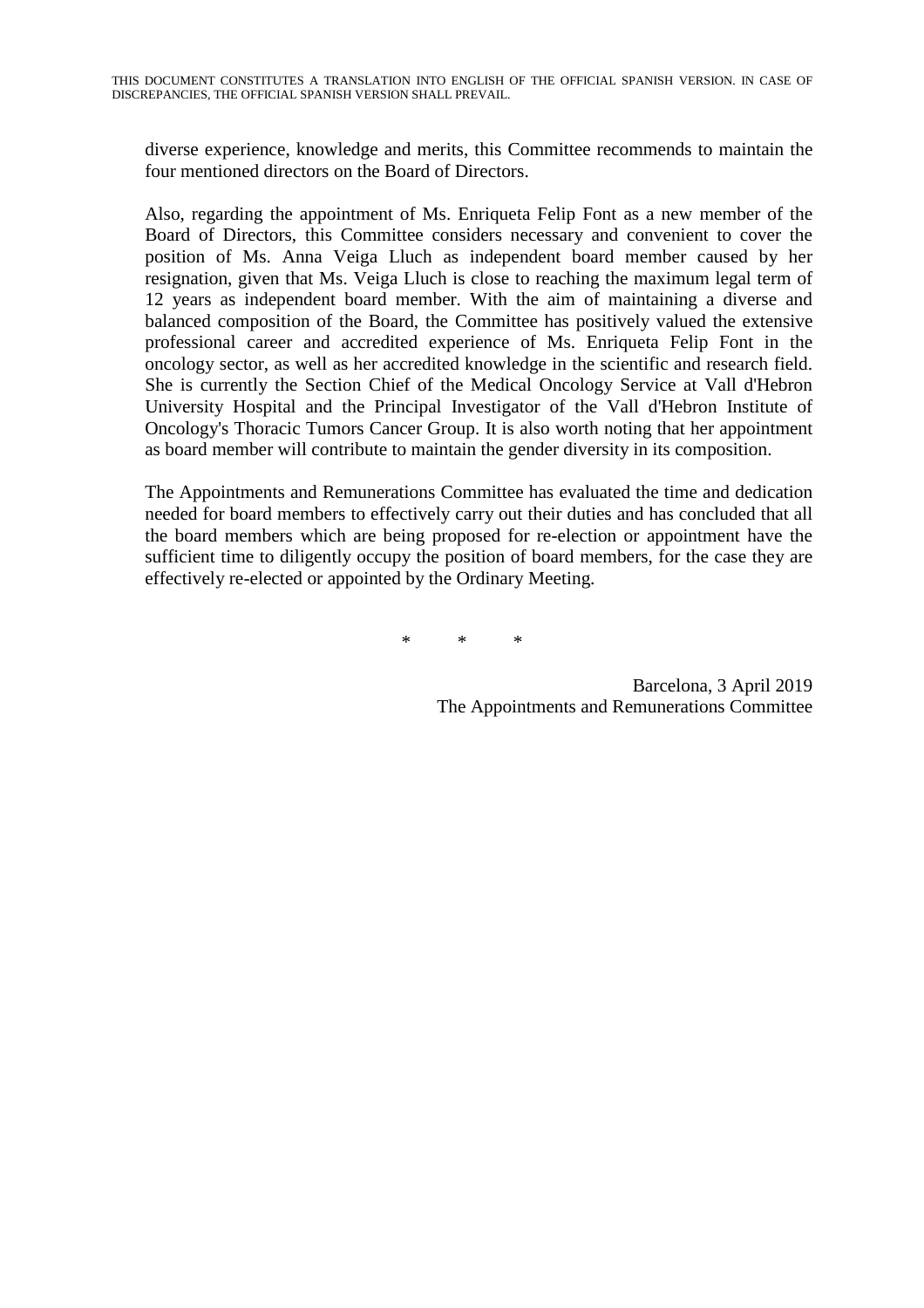diverse experience, knowledge and merits, this Committee recommends to maintain the four mentioned directors on the Board of Directors.

Also, regarding the appointment of Ms. Enriqueta Felip Font as a new member of the Board of Directors, this Committee considers necessary and convenient to cover the position of Ms. Anna Veiga Lluch as independent board member caused by her resignation, given that Ms. Veiga Lluch is close to reaching the maximum legal term of 12 years as independent board member. With the aim of maintaining a diverse and balanced composition of the Board, the Committee has positively valued the extensive professional career and accredited experience of Ms. Enriqueta Felip Font in the oncology sector, as well as her accredited knowledge in the scientific and research field. She is currently the Section Chief of the Medical Oncology Service at Vall d'Hebron University Hospital and the Principal Investigator of the Vall d'Hebron Institute of Oncology's Thoracic Tumors Cancer Group. It is also worth noting that her appointment as board member will contribute to maintain the gender diversity in its composition.

The Appointments and Remunerations Committee has evaluated the time and dedication needed for board members to effectively carry out their duties and has concluded that all the board members which are being proposed for re-election or appointment have the sufficient time to diligently occupy the position of board members, for the case they are effectively re-elected or appointed by the Ordinary Meeting.

\* \* \*

Barcelona, 3 April 2019
The Appointments and Remunerations Committee